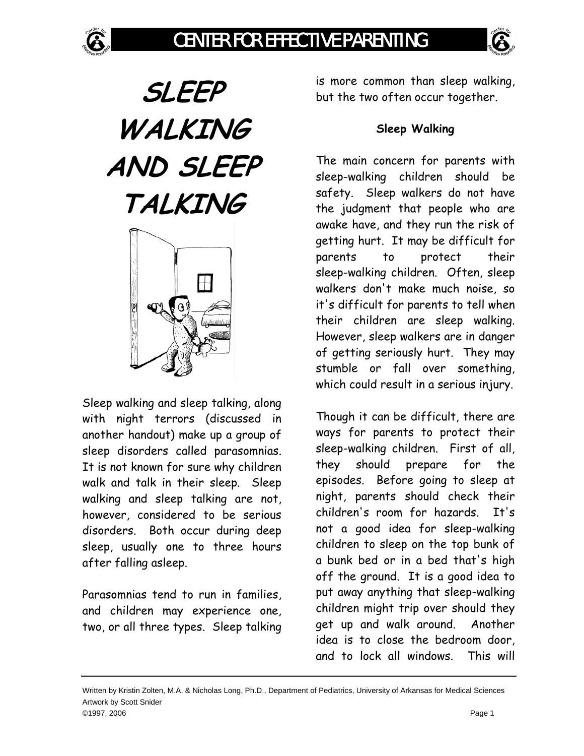# SLEEP WALKING AND SLEEP TALKING

Sleep walking and sleep talking, along with night terrors (discussed in another handout) make up a group of sleep disorders called parasomnias. It is not known for sure why children walk and talk in their sleep. Sleep walking and sleep talking are not, however, considered to be serious disorders. Both occur during deep sleep, usually one to three hours after falling asleep.

Parasomnias tend to run in families, and children may experience one, two, or all three types. Sleep talking is more common than sleep walking, but the two often occur together.

### Sleep Walking

The main concern for parents with sleep-walking children should be safety. Sleep walkers do not have the judgment that people who are awake have, and they run the risk of getting hurt. It may be difficult for parents to protect their sleep-walking children. Often, sleep walkers don't make much noise, so it's difficult for parents to tell when their children are sleep walking. However, sleep walkers are in danger of getting seriously hurt. They may stumble or fall over something, which could result in a serious injury.

Though it can be difficult, there are ways for parents to protect their sleep-walking children. First of all, they should prepare for the episodes. Before going to sleep at night, parents should check their children's room for hazards. It's not a good idea for sleep-walking children to sleep on the top bunk of a bunk bed or in a bed that's high off the ground. It is a good idea to put away anything that sleep-walking children might trip over should they get up and walk around. Another idea is to close the bedroom door, and to lock all windows. This will

Written by Kristin Zolten, M.A. & Nicholas Long, Ph.D., Department of Pediatrics, University of Arkansas for Medical Sciences
Artwork by Scott Snider
©1997, 2006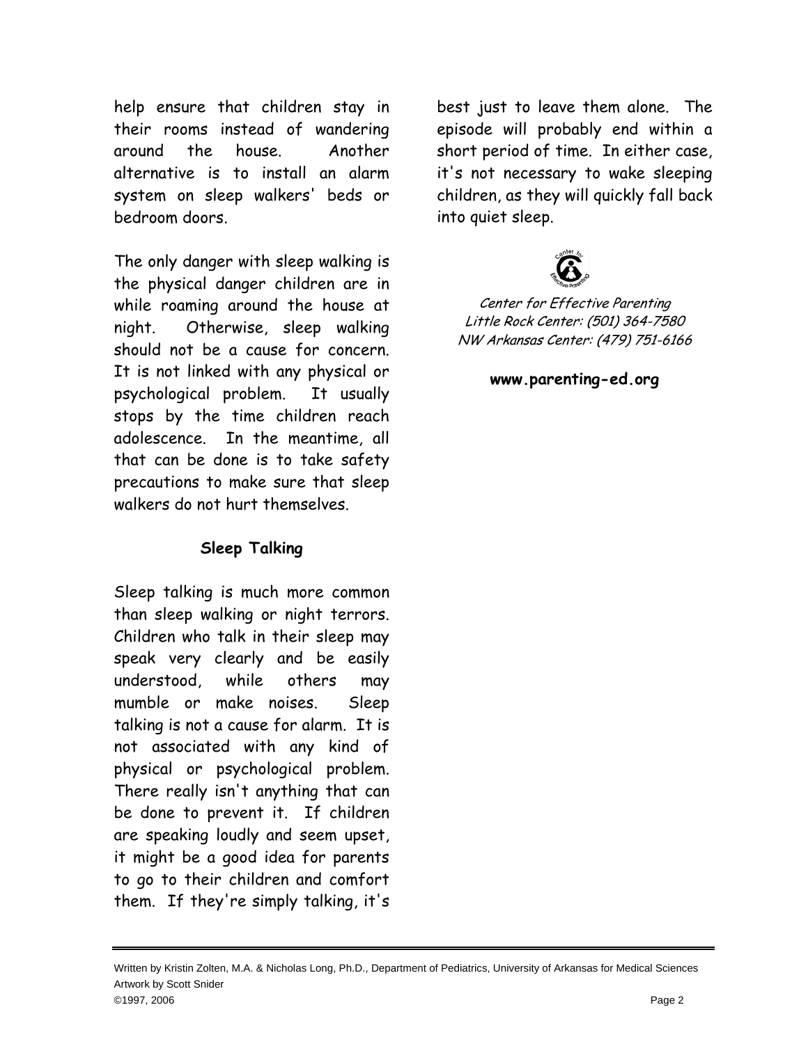help ensure that children stay in their rooms instead of wandering around the house. Another alternative is to install an alarm system on sleep walkers' beds or bedroom doors.

The only danger with sleep walking is the physical danger children are in while roaming around the house at night. Otherwise, sleep walking should not be a cause for concern. It is not linked with any physical or psychological problem. It usually stops by the time children reach adolescence. In the meantime, all that can be done is to take safety precautions to make sure that sleep walkers do not hurt themselves.

## Sleep Talking

Sleep talking is much more common than sleep walking or night terrors. Children who talk in their sleep may speak very clearly and be easily understood, while others may mumble or make noises. Sleep talking is not a cause for alarm. It is not associated with any kind of physical or psychological problem. There really isn't anything that can be done to prevent it. If children are speaking loudly and seem upset, it might be a good idea for parents to go to their children and comfort them. If they're simply talking, it's best just to leave them alone. The episode will probably end within a short period of time. In either case, it's not necessary to wake sleeping children, as they will quickly fall back into quiet sleep.

*Center for Effective Parenting*
*Little Rock Center: (501) 364-7580*
*NW Arkansas Center: (479) 751-6166*

**www.parenting-ed.org**

Written by Kristin Zolten, M.A. & Nicholas Long, Ph.D., Department of Pediatrics, University of Arkansas for Medical Sciences
Artwork by Scott Snider
©1997, 2006